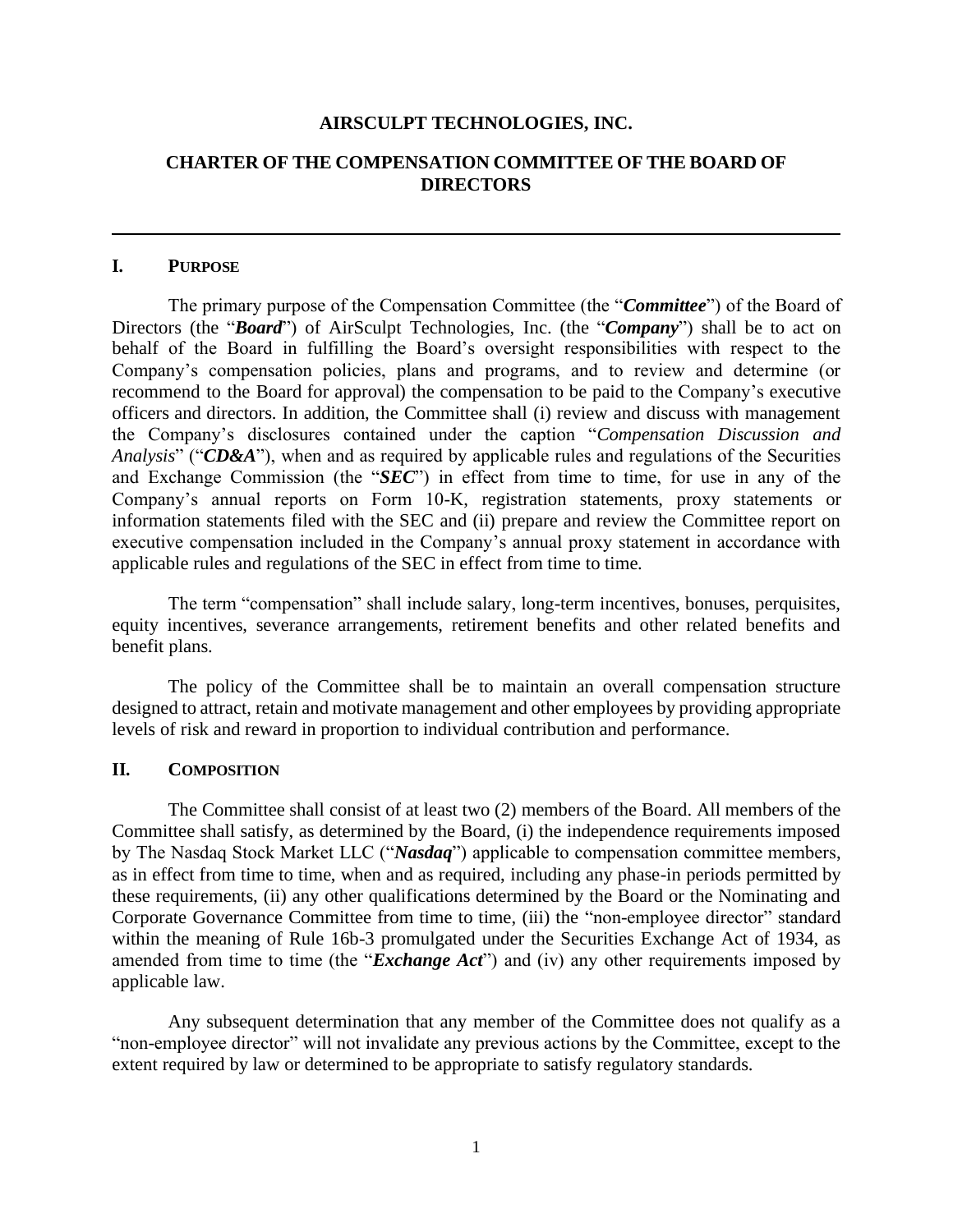# AIRSCULPT TECHNOLOGIES, INC.

## CHARTER OF THE COMPENSATION COMMITTEE OF THE BOARD OF DIRECTORS

---

### I. PURPOSE

The primary purpose of the Compensation Committee (the "***Committee***") of the Board of Directors (the "***Board***") of AirSculpt Technologies, Inc. (the "***Company***") shall be to act on behalf of the Board in fulfilling the Board's oversight responsibilities with respect to the Company's compensation policies, plans and programs, and to review and determine (or recommend to the Board for approval) the compensation to be paid to the Company's executive officers and directors. In addition, the Committee shall (i) review and discuss with management the Company's disclosures contained under the caption "*Compensation Discussion and Analysis*" ("***CD&A***"), when and as required by applicable rules and regulations of the Securities and Exchange Commission (the "***SEC***") in effect from time to time, for use in any of the Company's annual reports on Form 10-K, registration statements, proxy statements or information statements filed with the SEC and (ii) prepare and review the Committee report on executive compensation included in the Company's annual proxy statement in accordance with applicable rules and regulations of the SEC in effect from time to time.

The term "compensation" shall include salary, long-term incentives, bonuses, perquisites, equity incentives, severance arrangements, retirement benefits and other related benefits and benefit plans.

The policy of the Committee shall be to maintain an overall compensation structure designed to attract, retain and motivate management and other employees by providing appropriate levels of risk and reward in proportion to individual contribution and performance.

### II. COMPOSITION

The Committee shall consist of at least two (2) members of the Board. All members of the Committee shall satisfy, as determined by the Board, (i) the independence requirements imposed by The Nasdaq Stock Market LLC ("***Nasdaq***") applicable to compensation committee members, as in effect from time to time, when and as required, including any phase-in periods permitted by these requirements, (ii) any other qualifications determined by the Board or the Nominating and Corporate Governance Committee from time to time, (iii) the "non-employee director" standard within the meaning of Rule 16b-3 promulgated under the Securities Exchange Act of 1934, as amended from time to time (the "***Exchange Act***") and (iv) any other requirements imposed by applicable law.

Any subsequent determination that any member of the Committee does not qualify as a "non-employee director" will not invalidate any previous actions by the Committee, except to the extent required by law or determined to be appropriate to satisfy regulatory standards.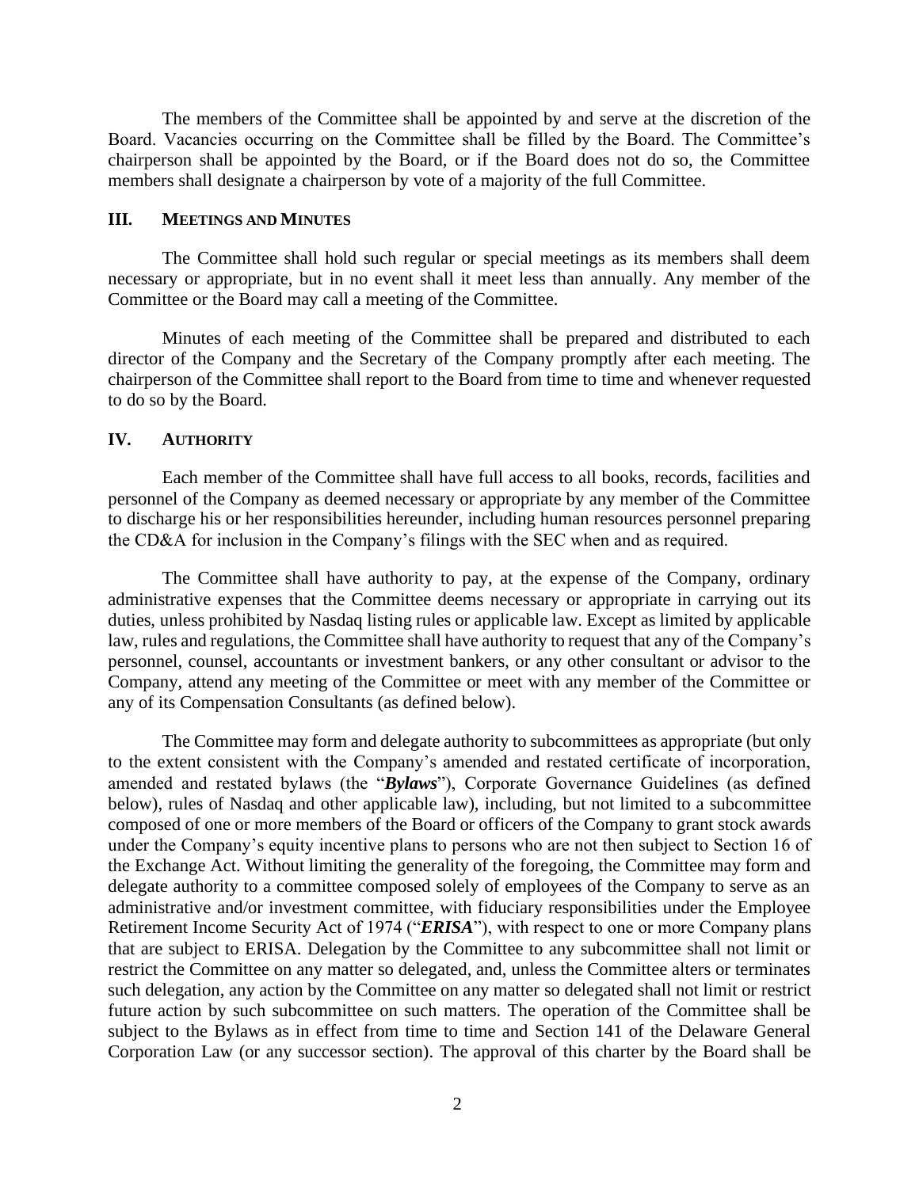The members of the Committee shall be appointed by and serve at the discretion of the Board. Vacancies occurring on the Committee shall be filled by the Board. The Committee's chairperson shall be appointed by the Board, or if the Board does not do so, the Committee members shall designate a chairperson by vote of a majority of the full Committee.

## III. MEETINGS AND MINUTES

The Committee shall hold such regular or special meetings as its members shall deem necessary or appropriate, but in no event shall it meet less than annually. Any member of the Committee or the Board may call a meeting of the Committee.

Minutes of each meeting of the Committee shall be prepared and distributed to each director of the Company and the Secretary of the Company promptly after each meeting. The chairperson of the Committee shall report to the Board from time to time and whenever requested to do so by the Board.

## IV. AUTHORITY

Each member of the Committee shall have full access to all books, records, facilities and personnel of the Company as deemed necessary or appropriate by any member of the Committee to discharge his or her responsibilities hereunder, including human resources personnel preparing the CD&A for inclusion in the Company's filings with the SEC when and as required.

The Committee shall have authority to pay, at the expense of the Company, ordinary administrative expenses that the Committee deems necessary or appropriate in carrying out its duties, unless prohibited by Nasdaq listing rules or applicable law. Except as limited by applicable law, rules and regulations, the Committee shall have authority to request that any of the Company's personnel, counsel, accountants or investment bankers, or any other consultant or advisor to the Company, attend any meeting of the Committee or meet with any member of the Committee or any of its Compensation Consultants (as defined below).

The Committee may form and delegate authority to subcommittees as appropriate (but only to the extent consistent with the Company's amended and restated certificate of incorporation, amended and restated bylaws (the "***Bylaws***"), Corporate Governance Guidelines (as defined below), rules of Nasdaq and other applicable law), including, but not limited to a subcommittee composed of one or more members of the Board or officers of the Company to grant stock awards under the Company's equity incentive plans to persons who are not then subject to Section 16 of the Exchange Act. Without limiting the generality of the foregoing, the Committee may form and delegate authority to a committee composed solely of employees of the Company to serve as an administrative and/or investment committee, with fiduciary responsibilities under the Employee Retirement Income Security Act of 1974 ("***ERISA***"), with respect to one or more Company plans that are subject to ERISA. Delegation by the Committee to any subcommittee shall not limit or restrict the Committee on any matter so delegated, and, unless the Committee alters or terminates such delegation, any action by the Committee on any matter so delegated shall not limit or restrict future action by such subcommittee on such matters. The operation of the Committee shall be subject to the Bylaws as in effect from time to time and Section 141 of the Delaware General Corporation Law (or any successor section). The approval of this charter by the Board shall be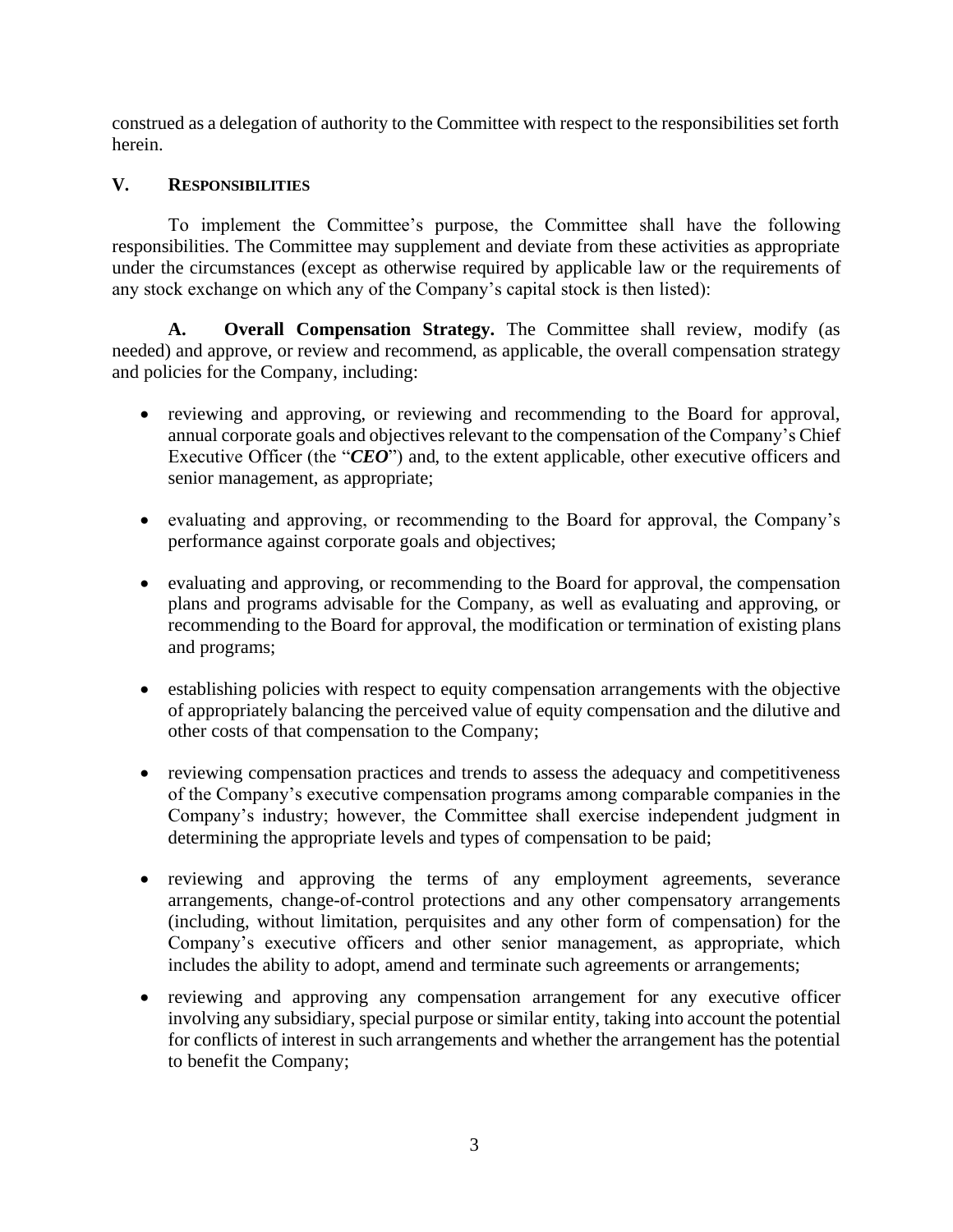construed as a delegation of authority to the Committee with respect to the responsibilities set forth herein.

## V. RESPONSIBILITIES

To implement the Committee's purpose, the Committee shall have the following responsibilities. The Committee may supplement and deviate from these activities as appropriate under the circumstances (except as otherwise required by applicable law or the requirements of any stock exchange on which any of the Company's capital stock is then listed):

**A. Overall Compensation Strategy.** The Committee shall review, modify (as needed) and approve, or review and recommend, as applicable, the overall compensation strategy and policies for the Company, including:

- reviewing and approving, or reviewing and recommending to the Board for approval, annual corporate goals and objectives relevant to the compensation of the Company's Chief Executive Officer (the "***CEO***") and, to the extent applicable, other executive officers and senior management, as appropriate;
- evaluating and approving, or recommending to the Board for approval, the Company's performance against corporate goals and objectives;
- evaluating and approving, or recommending to the Board for approval, the compensation plans and programs advisable for the Company, as well as evaluating and approving, or recommending to the Board for approval, the modification or termination of existing plans and programs;
- establishing policies with respect to equity compensation arrangements with the objective of appropriately balancing the perceived value of equity compensation and the dilutive and other costs of that compensation to the Company;
- reviewing compensation practices and trends to assess the adequacy and competitiveness of the Company's executive compensation programs among comparable companies in the Company's industry; however, the Committee shall exercise independent judgment in determining the appropriate levels and types of compensation to be paid;
- reviewing and approving the terms of any employment agreements, severance arrangements, change-of-control protections and any other compensatory arrangements (including, without limitation, perquisites and any other form of compensation) for the Company's executive officers and other senior management, as appropriate, which includes the ability to adopt, amend and terminate such agreements or arrangements;
- reviewing and approving any compensation arrangement for any executive officer involving any subsidiary, special purpose or similar entity, taking into account the potential for conflicts of interest in such arrangements and whether the arrangement has the potential to benefit the Company;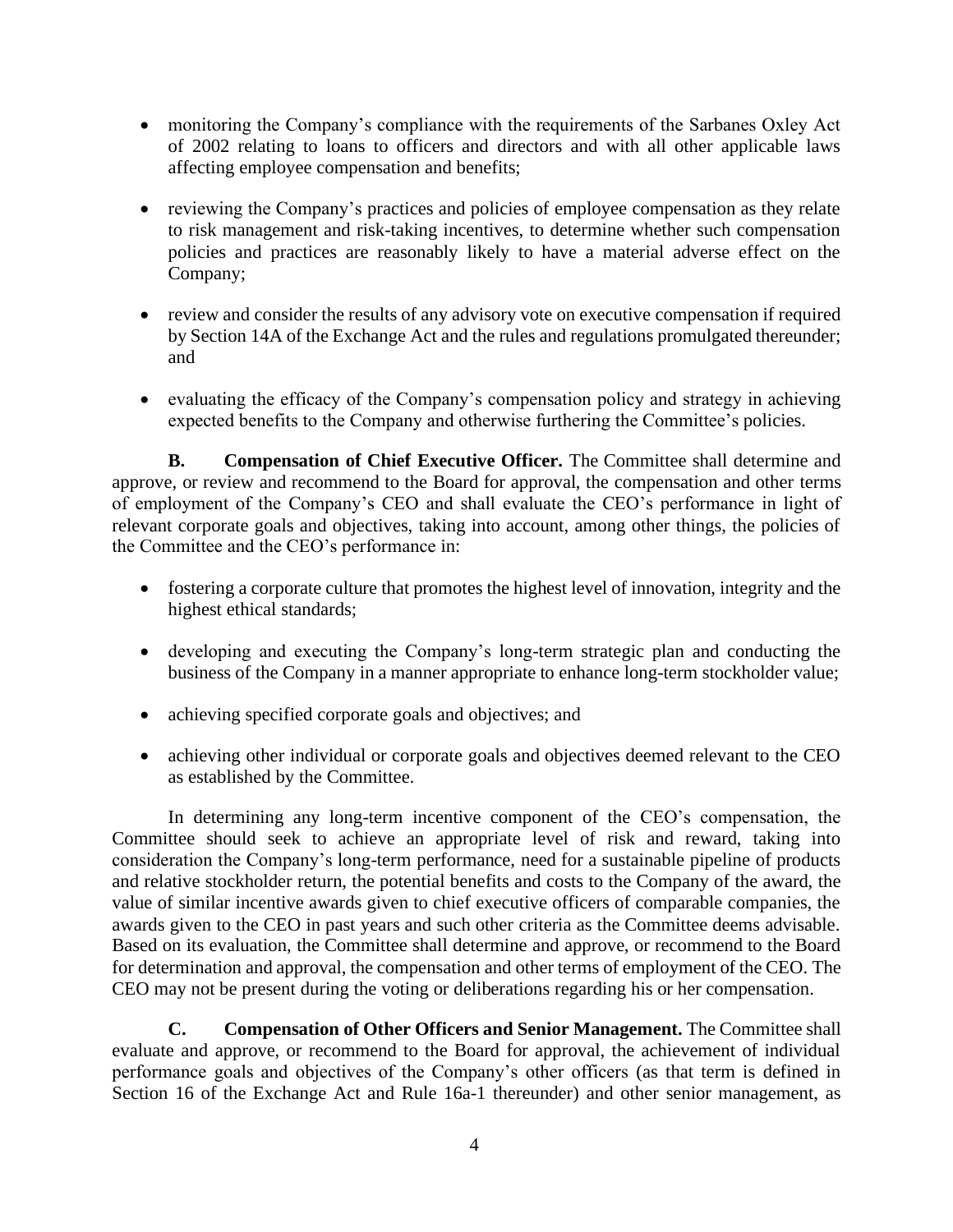- monitoring the Company's compliance with the requirements of the Sarbanes Oxley Act of 2002 relating to loans to officers and directors and with all other applicable laws affecting employee compensation and benefits;

- reviewing the Company's practices and policies of employee compensation as they relate to risk management and risk-taking incentives, to determine whether such compensation policies and practices are reasonably likely to have a material adverse effect on the Company;

- review and consider the results of any advisory vote on executive compensation if required by Section 14A of the Exchange Act and the rules and regulations promulgated thereunder; and

- evaluating the efficacy of the Company's compensation policy and strategy in achieving expected benefits to the Company and otherwise furthering the Committee's policies.

**B. Compensation of Chief Executive Officer.** The Committee shall determine and approve, or review and recommend to the Board for approval, the compensation and other terms of employment of the Company's CEO and shall evaluate the CEO's performance in light of relevant corporate goals and objectives, taking into account, among other things, the policies of the Committee and the CEO's performance in:

- fostering a corporate culture that promotes the highest level of innovation, integrity and the highest ethical standards;

- developing and executing the Company's long-term strategic plan and conducting the business of the Company in a manner appropriate to enhance long-term stockholder value;

- achieving specified corporate goals and objectives; and

- achieving other individual or corporate goals and objectives deemed relevant to the CEO as established by the Committee.

In determining any long-term incentive component of the CEO's compensation, the Committee should seek to achieve an appropriate level of risk and reward, taking into consideration the Company's long-term performance, need for a sustainable pipeline of products and relative stockholder return, the potential benefits and costs to the Company of the award, the value of similar incentive awards given to chief executive officers of comparable companies, the awards given to the CEO in past years and such other criteria as the Committee deems advisable. Based on its evaluation, the Committee shall determine and approve, or recommend to the Board for determination and approval, the compensation and other terms of employment of the CEO. The CEO may not be present during the voting or deliberations regarding his or her compensation.

**C. Compensation of Other Officers and Senior Management.** The Committee shall evaluate and approve, or recommend to the Board for approval, the achievement of individual performance goals and objectives of the Company's other officers (as that term is defined in Section 16 of the Exchange Act and Rule 16a-1 thereunder) and other senior management, as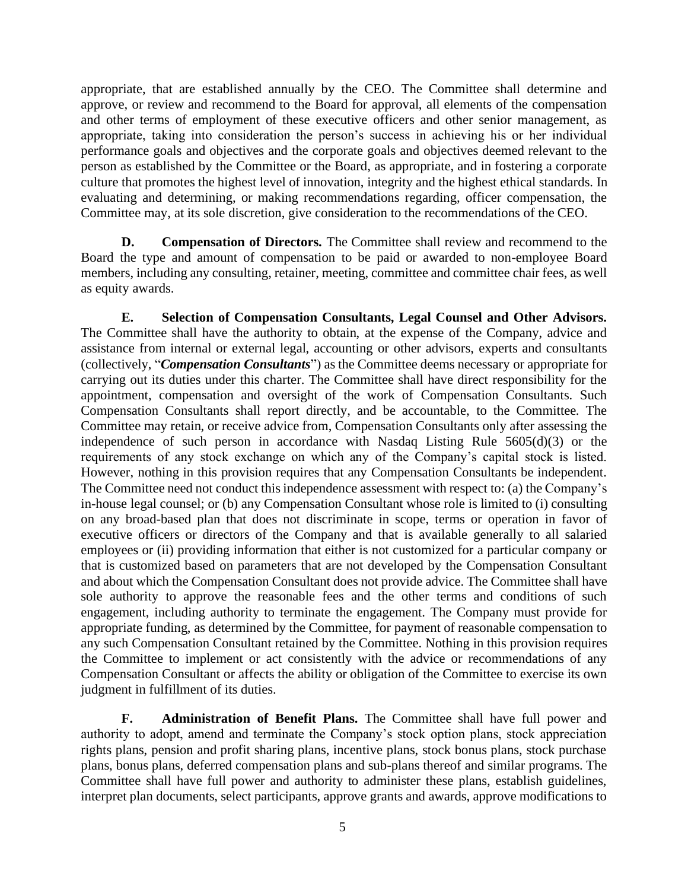appropriate, that are established annually by the CEO. The Committee shall determine and approve, or review and recommend to the Board for approval, all elements of the compensation and other terms of employment of these executive officers and other senior management, as appropriate, taking into consideration the person's success in achieving his or her individual performance goals and objectives and the corporate goals and objectives deemed relevant to the person as established by the Committee or the Board, as appropriate, and in fostering a corporate culture that promotes the highest level of innovation, integrity and the highest ethical standards. In evaluating and determining, or making recommendations regarding, officer compensation, the Committee may, at its sole discretion, give consideration to the recommendations of the CEO.

**D. Compensation of Directors.** The Committee shall review and recommend to the Board the type and amount of compensation to be paid or awarded to non-employee Board members, including any consulting, retainer, meeting, committee and committee chair fees, as well as equity awards.

**E. Selection of Compensation Consultants, Legal Counsel and Other Advisors.** The Committee shall have the authority to obtain, at the expense of the Company, advice and assistance from internal or external legal, accounting or other advisors, experts and consultants (collectively, "***Compensation Consultants***") as the Committee deems necessary or appropriate for carrying out its duties under this charter. The Committee shall have direct responsibility for the appointment, compensation and oversight of the work of Compensation Consultants. Such Compensation Consultants shall report directly, and be accountable, to the Committee. The Committee may retain, or receive advice from, Compensation Consultants only after assessing the independence of such person in accordance with Nasdaq Listing Rule 5605(d)(3) or the requirements of any stock exchange on which any of the Company's capital stock is listed. However, nothing in this provision requires that any Compensation Consultants be independent. The Committee need not conduct this independence assessment with respect to: (a) the Company's in-house legal counsel; or (b) any Compensation Consultant whose role is limited to (i) consulting on any broad-based plan that does not discriminate in scope, terms or operation in favor of executive officers or directors of the Company and that is available generally to all salaried employees or (ii) providing information that either is not customized for a particular company or that is customized based on parameters that are not developed by the Compensation Consultant and about which the Compensation Consultant does not provide advice. The Committee shall have sole authority to approve the reasonable fees and the other terms and conditions of such engagement, including authority to terminate the engagement. The Company must provide for appropriate funding, as determined by the Committee, for payment of reasonable compensation to any such Compensation Consultant retained by the Committee. Nothing in this provision requires the Committee to implement or act consistently with the advice or recommendations of any Compensation Consultant or affects the ability or obligation of the Committee to exercise its own judgment in fulfillment of its duties.

**F. Administration of Benefit Plans.** The Committee shall have full power and authority to adopt, amend and terminate the Company's stock option plans, stock appreciation rights plans, pension and profit sharing plans, incentive plans, stock bonus plans, stock purchase plans, bonus plans, deferred compensation plans and sub-plans thereof and similar programs. The Committee shall have full power and authority to administer these plans, establish guidelines, interpret plan documents, select participants, approve grants and awards, approve modifications to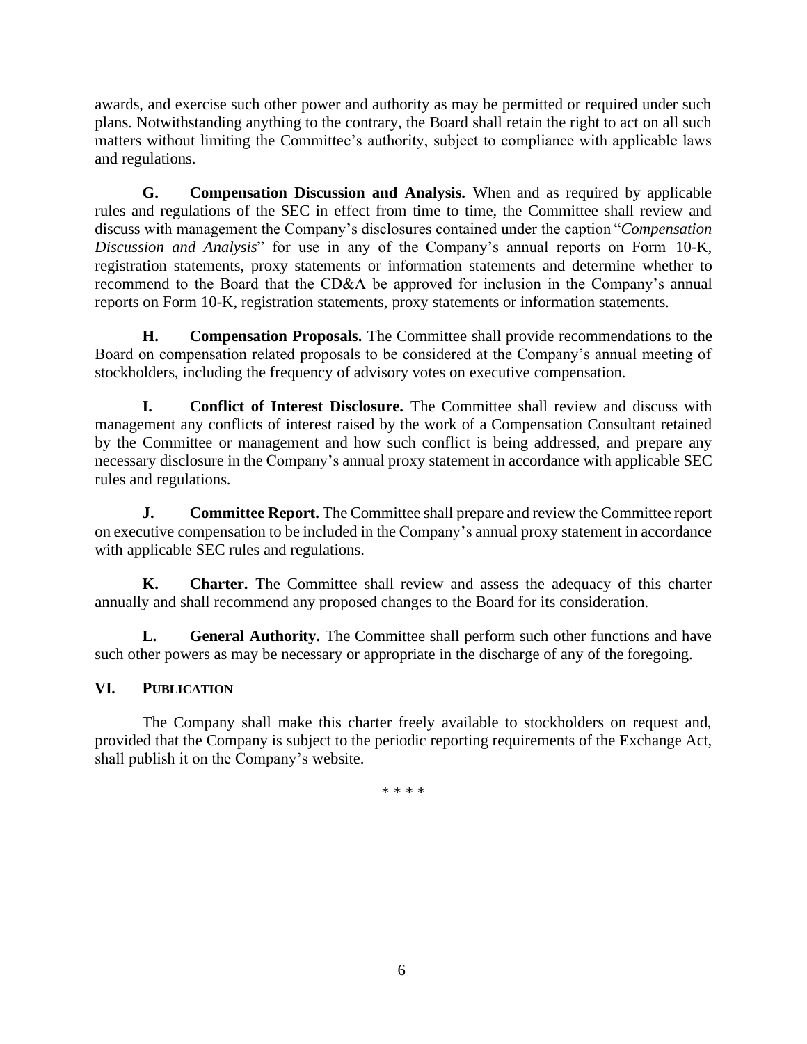awards, and exercise such other power and authority as may be permitted or required under such plans. Notwithstanding anything to the contrary, the Board shall retain the right to act on all such matters without limiting the Committee's authority, subject to compliance with applicable laws and regulations.

**G. Compensation Discussion and Analysis.** When and as required by applicable rules and regulations of the SEC in effect from time to time, the Committee shall review and discuss with management the Company's disclosures contained under the caption "*Compensation Discussion and Analysis*" for use in any of the Company's annual reports on Form 10-K, registration statements, proxy statements or information statements and determine whether to recommend to the Board that the CD&A be approved for inclusion in the Company's annual reports on Form 10-K, registration statements, proxy statements or information statements.

**H. Compensation Proposals.** The Committee shall provide recommendations to the Board on compensation related proposals to be considered at the Company's annual meeting of stockholders, including the frequency of advisory votes on executive compensation.

**I. Conflict of Interest Disclosure.** The Committee shall review and discuss with management any conflicts of interest raised by the work of a Compensation Consultant retained by the Committee or management and how such conflict is being addressed, and prepare any necessary disclosure in the Company's annual proxy statement in accordance with applicable SEC rules and regulations.

**J. Committee Report.** The Committee shall prepare and review the Committee report on executive compensation to be included in the Company's annual proxy statement in accordance with applicable SEC rules and regulations.

**K. Charter.** The Committee shall review and assess the adequacy of this charter annually and shall recommend any proposed changes to the Board for its consideration.

**L. General Authority.** The Committee shall perform such other functions and have such other powers as may be necessary or appropriate in the discharge of any of the foregoing.

## VI. PUBLICATION

The Company shall make this charter freely available to stockholders on request and, provided that the Company is subject to the periodic reporting requirements of the Exchange Act, shall publish it on the Company's website.

* * * *